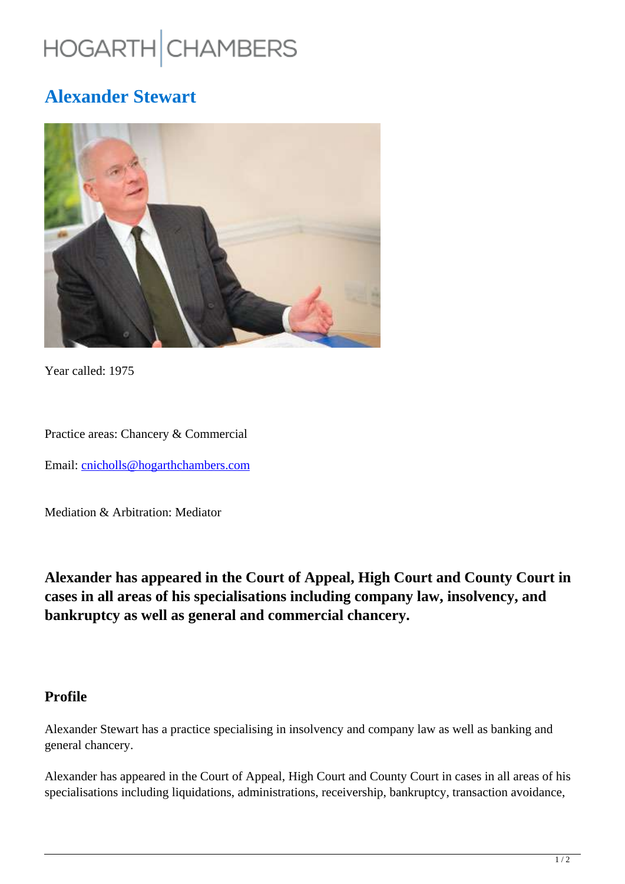HOGARTH CHAMBERS

# Alexander Stewart

Year called: 1975

Practice areas: Chancery & Commercial

Email: cnicholls@hogarthchambers.com

Mediation & Arbitration: Mediator

**Alexander has appeared in the Court of Appeal, High Court and County Court in cases in all areas of his specialisations including company law, insolvency, and bankruptcy as well as general and commercial chancery.**

## Profile

Alexander Stewart has a practice specialising in insolvency and company law as well as banking and general chancery.

Alexander has appeared in the Court of Appeal, High Court and County Court in cases in all areas of his specialisations including liquidations, administrations, receivership, bankruptcy, transaction avoidance,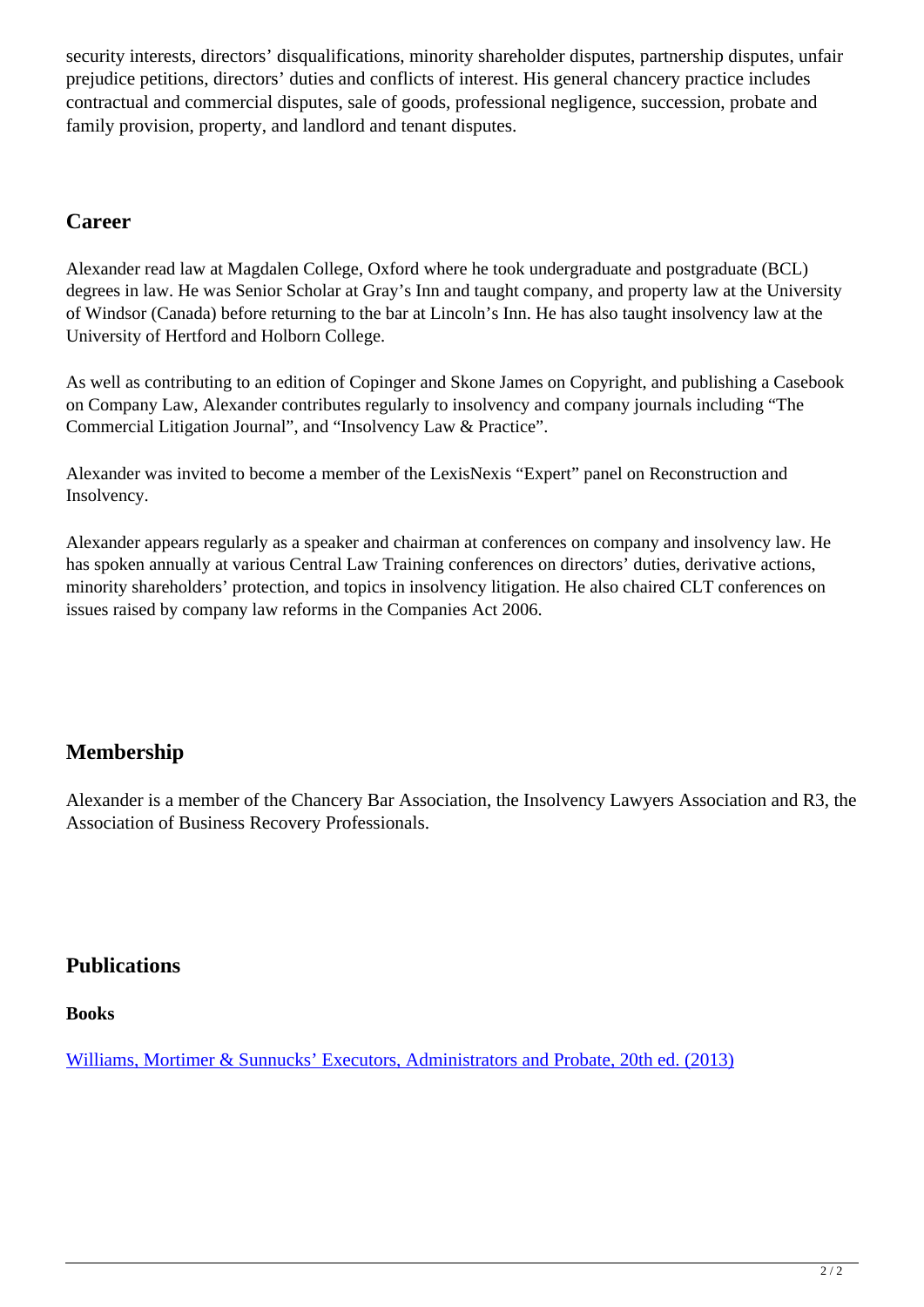security interests, directors' disqualifications, minority shareholder disputes, partnership disputes, unfair prejudice petitions, directors' duties and conflicts of interest. His general chancery practice includes contractual and commercial disputes, sale of goods, professional negligence, succession, probate and family provision, property, and landlord and tenant disputes.

## Career

Alexander read law at Magdalen College, Oxford where he took undergraduate and postgraduate (BCL) degrees in law. He was Senior Scholar at Gray's Inn and taught company, and property law at the University of Windsor (Canada) before returning to the bar at Lincoln's Inn. He has also taught insolvency law at the University of Hertford and Holborn College.

As well as contributing to an edition of Copinger and Skone James on Copyright, and publishing a Casebook on Company Law, Alexander contributes regularly to insolvency and company journals including "The Commercial Litigation Journal", and "Insolvency Law & Practice".

Alexander was invited to become a member of the LexisNexis "Expert" panel on Reconstruction and Insolvency.

Alexander appears regularly as a speaker and chairman at conferences on company and insolvency law. He has spoken annually at various Central Law Training conferences on directors' duties, derivative actions, minority shareholders' protection, and topics in insolvency litigation. He also chaired CLT conferences on issues raised by company law reforms in the Companies Act 2006.

## Membership

Alexander is a member of the Chancery Bar Association, the Insolvency Lawyers Association and R3, the Association of Business Recovery Professionals.

## Publications

**Books**

Williams, Mortimer & Sunnucks' Executors, Administrators and Probate, 20th ed. (2013)